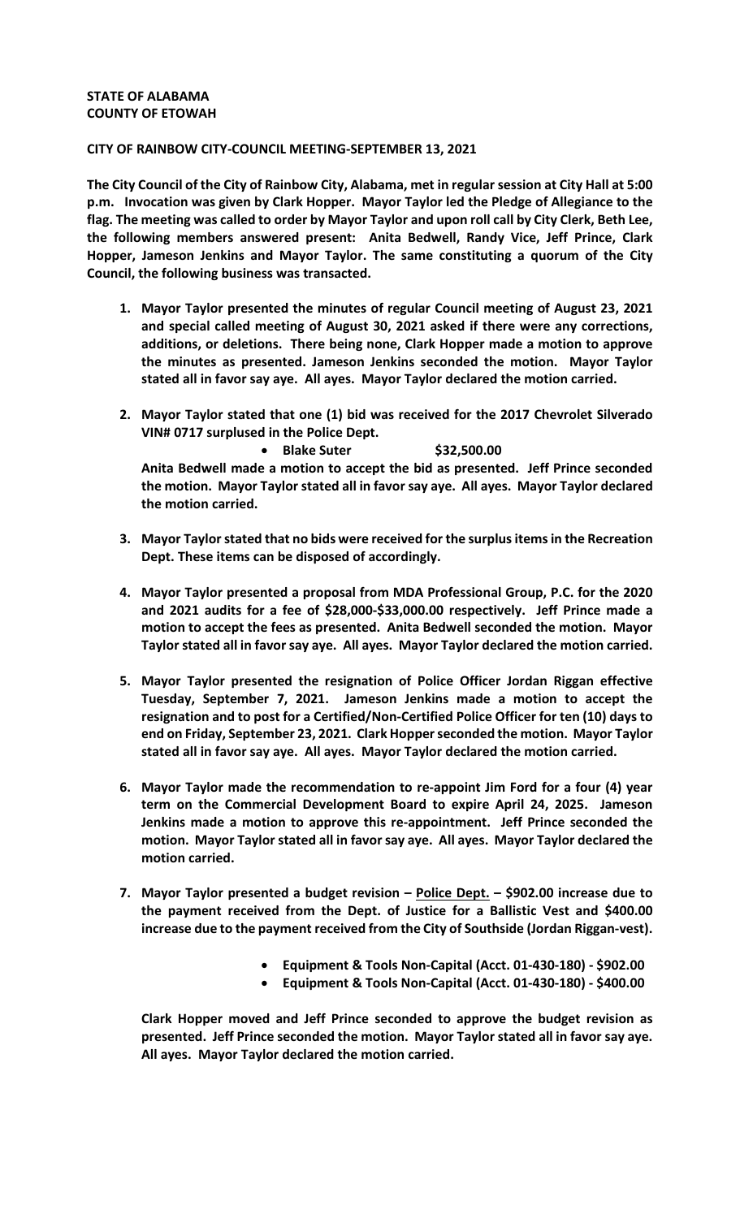**STATE OF ALABAMA**
**COUNTY OF ETOWAH**

**CITY OF RAINBOW CITY-COUNCIL MEETING-SEPTEMBER 13, 2021**

**The City Council of the City of Rainbow City, Alabama, met in regular session at City Hall at 5:00 p.m. Invocation was given by Clark Hopper. Mayor Taylor led the Pledge of Allegiance to the flag. The meeting was called to order by Mayor Taylor and upon roll call by City Clerk, Beth Lee, the following members answered present: Anita Bedwell, Randy Vice, Jeff Prince, Clark Hopper, Jameson Jenkins and Mayor Taylor. The same constituting a quorum of the City Council, the following business was transacted.**

1. **Mayor Taylor presented the minutes of regular Council meeting of August 23, 2021 and special called meeting of August 30, 2021 asked if there were any corrections, additions, or deletions. There being none, Clark Hopper made a motion to approve the minutes as presented. Jameson Jenkins seconded the motion. Mayor Taylor stated all in favor say aye. All ayes. Mayor Taylor declared the motion carried.**

2. **Mayor Taylor stated that one (1) bid was received for the 2017 Chevrolet Silverado VIN# 0717 surplused in the Police Dept.**
   - **Blake Suter $32,500.00**

   **Anita Bedwell made a motion to accept the bid as presented. Jeff Prince seconded the motion. Mayor Taylor stated all in favor say aye. All ayes. Mayor Taylor declared the motion carried.**

3. **Mayor Taylor stated that no bids were received for the surplus items in the Recreation Dept. These items can be disposed of accordingly.**

4. **Mayor Taylor presented a proposal from MDA Professional Group, P.C. for the 2020 and 2021 audits for a fee of $28,000-$33,000.00 respectively. Jeff Prince made a motion to accept the fees as presented. Anita Bedwell seconded the motion. Mayor Taylor stated all in favor say aye. All ayes. Mayor Taylor declared the motion carried.**

5. **Mayor Taylor presented the resignation of Police Officer Jordan Riggan effective Tuesday, September 7, 2021. Jameson Jenkins made a motion to accept the resignation and to post for a Certified/Non-Certified Police Officer for ten (10) days to end on Friday, September 23, 2021. Clark Hopper seconded the motion. Mayor Taylor stated all in favor say aye. All ayes. Mayor Taylor declared the motion carried.**

6. **Mayor Taylor made the recommendation to re-appoint Jim Ford for a four (4) year term on the Commercial Development Board to expire April 24, 2025. Jameson Jenkins made a motion to approve this re-appointment. Jeff Prince seconded the motion. Mayor Taylor stated all in favor say aye. All ayes. Mayor Taylor declared the motion carried.**

7. **Mayor Taylor presented a budget revision – <u>Police Dept.</u> – $902.00 increase due to the payment received from the Dept. of Justice for a Ballistic Vest and $400.00 increase due to the payment received from the City of Southside (Jordan Riggan-vest).**
   - **Equipment & Tools Non-Capital (Acct. 01-430-180) - $902.00**
   - **Equipment & Tools Non-Capital (Acct. 01-430-180) - $400.00**

   **Clark Hopper moved and Jeff Prince seconded to approve the budget revision as presented. Jeff Prince seconded the motion. Mayor Taylor stated all in favor say aye. All ayes. Mayor Taylor declared the motion carried.**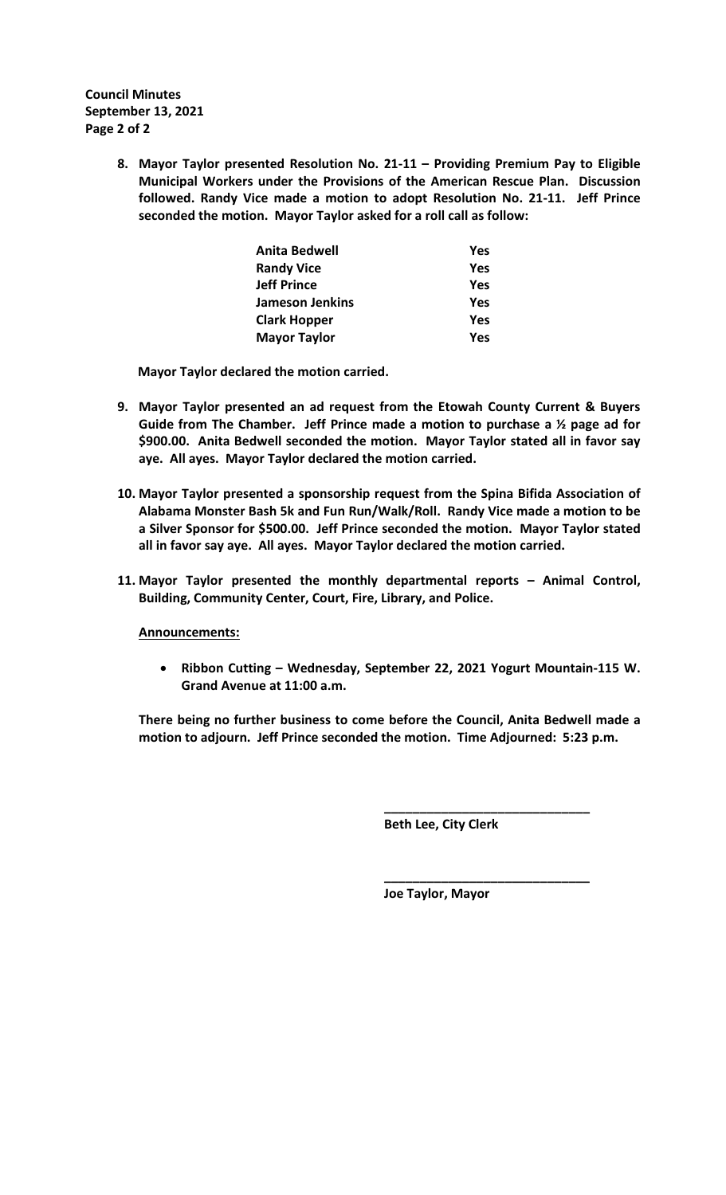**8. Mayor Taylor presented Resolution No. 21-11 – Providing Premium Pay to Eligible Municipal Workers under the Provisions of the American Rescue Plan. Discussion followed. Randy Vice made a motion to adopt Resolution No. 21-11. Jeff Prince seconded the motion. Mayor Taylor asked for a roll call as follow:**

| | |
|---|---|
| **Anita Bedwell** | **Yes** |
| **Randy Vice** | **Yes** |
| **Jeff Prince** | **Yes** |
| **Jameson Jenkins** | **Yes** |
| **Clark Hopper** | **Yes** |
| **Mayor Taylor** | **Yes** |

**Mayor Taylor declared the motion carried.**

**9. Mayor Taylor presented an ad request from the Etowah County Current & Buyers Guide from The Chamber. Jeff Prince made a motion to purchase a ½ page ad for $900.00. Anita Bedwell seconded the motion. Mayor Taylor stated all in favor say aye. All ayes. Mayor Taylor declared the motion carried.**

**10. Mayor Taylor presented a sponsorship request from the Spina Bifida Association of Alabama Monster Bash 5k and Fun Run/Walk/Roll. Randy Vice made a motion to be a Silver Sponsor for $500.00. Jeff Prince seconded the motion. Mayor Taylor stated all in favor say aye. All ayes. Mayor Taylor declared the motion carried.**

**11. Mayor Taylor presented the monthly departmental reports – Animal Control, Building, Community Center, Court, Fire, Library, and Police.**

**Announcements:**

- **Ribbon Cutting – Wednesday, September 22, 2021 Yogurt Mountain-115 W. Grand Avenue at 11:00 a.m.**

**There being no further business to come before the Council, Anita Bedwell made a motion to adjourn. Jeff Prince seconded the motion. Time Adjourned: 5:23 p.m.**

_____________________________
**Beth Lee, City Clerk**

_____________________________
**Joe Taylor, Mayor**